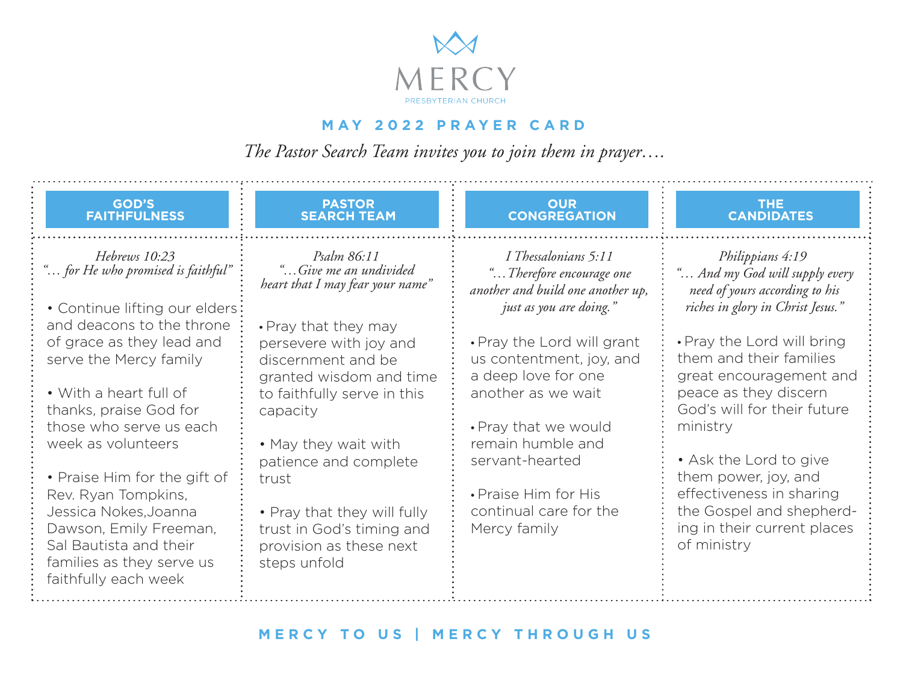# MERCY

PRESBYTERIAN CHURCH

## MAY 2022 PRAYER CARD

*The Pastor Search Team invites you to join them in prayer….*

### GOD'S FAITHFULNESS

*Hebrews 10:23*
*"… for He who promised is faithful"*

- Continue lifting our elders and deacons to the throne of grace as they lead and serve the Mercy family
- With a heart full of thanks, praise God for those who serve us each week as volunteers
- Praise Him for the gift of Rev. Ryan Tompkins, Jessica Nokes,Joanna Dawson, Emily Freeman, Sal Bautista and their families as they serve us faithfully each week

### PASTOR SEARCH TEAM

*Psalm 86:11*
*"…Give me an undivided heart that I may fear your name"*

- Pray that they may persevere with joy and discernment and be granted wisdom and time to faithfully serve in this capacity
- May they wait with patience and complete trust
- Pray that they will fully trust in God's timing and provision as these next steps unfold

### OUR CONGREGATION

*I Thessalonians 5:11*
*"…Therefore encourage one another and build one another up, just as you are doing."*

- Pray the Lord will grant us contentment, joy, and a deep love for one another as we wait
- Pray that we would remain humble and servant-hearted
- Praise Him for His continual care for the Mercy family

### THE CANDIDATES

*Philippians 4:19*
*"… And my God will supply every need of yours according to his riches in glory in Christ Jesus."*

- Pray the Lord will bring them and their families great encouragement and peace as they discern God's will for their future ministry
- Ask the Lord to give them power, joy, and effectiveness in sharing the Gospel and shepherding in their current places of ministry

**MERCY TO US | MERCY THROUGH US**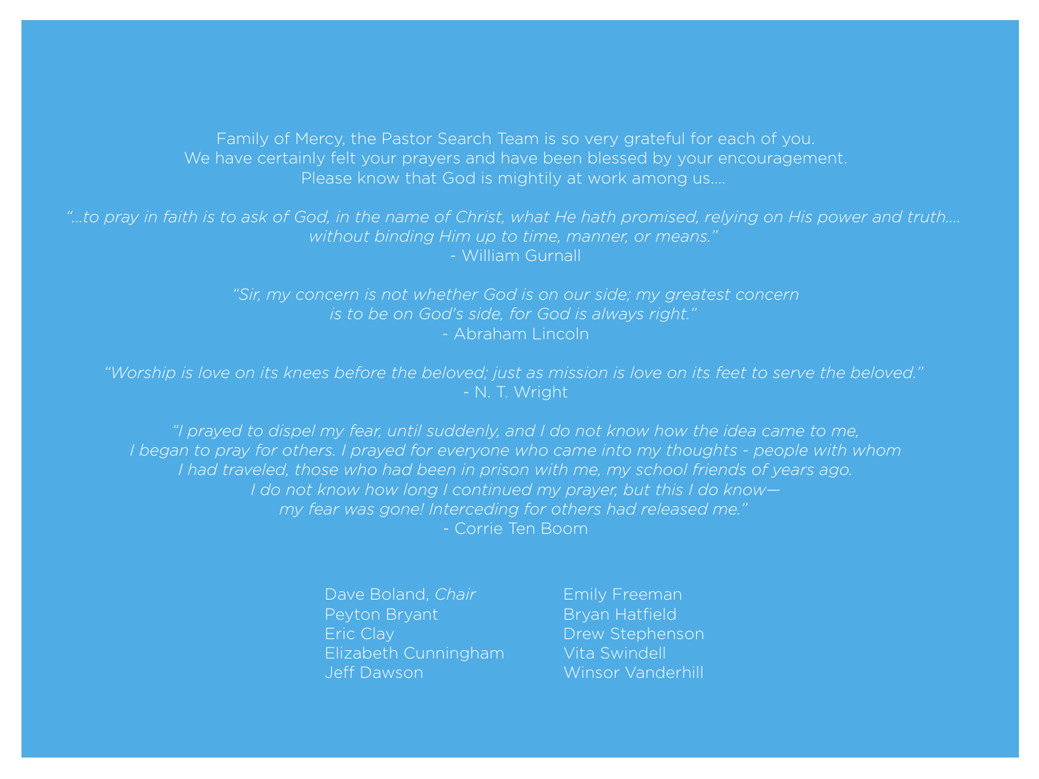Family of Mercy, the Pastor Search Team is so very grateful for each of you.
We have certainly felt your prayers and have been blessed by your encouragement.
Please know that God is mightily at work among us....

*"...to pray in faith is to ask of God, in the name of Christ, what He hath promised, relying on His power and truth.... without binding Him up to time, manner, or means."*
- William Gurnall

*"Sir, my concern is not whether God is on our side; my greatest concern is to be on God's side, for God is always right."*
- Abraham Lincoln

*"Worship is love on its knees before the beloved; just as mission is love on its feet to serve the beloved."*
- N. T. Wright

*"I prayed to dispel my fear, until suddenly, and I do not know how the idea came to me, I began to pray for others. I prayed for everyone who came into my thoughts - people with whom I had traveled, those who had been in prison with me, my school friends of years ago. I do not know how long I continued my prayer, but this I do know— my fear was gone! Interceding for others had released me."*
- Corrie Ten Boom

Dave Boland, *Chair*
Peyton Bryant
Eric Clay
Elizabeth Cunningham
Jeff Dawson
Emily Freeman
Bryan Hatfield
Drew Stephenson
Vita Swindell
Winsor Vanderhill